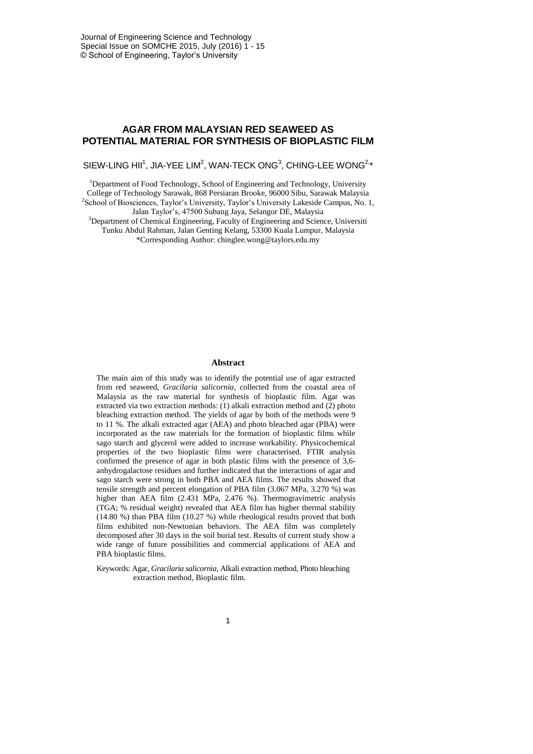# AGAR FROM MALAYSIAN RED SEAWEED AS POTENTIAL MATERIAL FOR SYNTHESIS OF BIOPLASTIC FILM

SIEW-LING HII[1], JIA-YEE LIM[2], WAN-TECK ONG[3], CHING-LEE WONG[2,]*

[1]Department of Food Technology, School of Engineering and Technology, University College of Technology Sarawak, 868 Persiaran Brooke, 96000 Sibu, Sarawak Malaysia
[2]School of Biosciences, Taylor's University, Taylor's University Lakeside Campus, No. 1, Jalan Taylor's, 47500 Subang Jaya, Selangor DE, Malaysia
[3]Department of Chemical Engineering, Faculty of Engineering and Science, Universiti Tunku Abdul Rahman, Jalan Genting Kelang, 53300 Kuala Lumpur, Malaysia
*Corresponding Author: chinglee.wong@taylors.edu.my

## Abstract

The main aim of this study was to identify the potential use of agar extracted from red seaweed, *Gracilaria salicornia*, collected from the coastal area of Malaysia as the raw material for synthesis of bioplastic film. Agar was extracted via two extraction methods: (1) alkali extraction method and (2) photo bleaching extraction method. The yields of agar by both of the methods were 9 to 11 %. The alkali extracted agar (AEA) and photo bleached agar (PBA) were incorporated as the raw materials for the formation of bioplastic films while sago starch and glycerol were added to increase workability. Physicochemical properties of the two bioplastic films were characterised. FTIR analysis confirmed the presence of agar in both plastic films with the presence of 3,6-anhydrogalactose residues and further indicated that the interactions of agar and sago starch were strong in both PBA and AEA films. The results showed that tensile strength and percent elongation of PBA film (3.067 MPa, 3.270 %) was higher than AEA film (2.431 MPa, 2.476 %). Thermogravimetric analysis (TGA; % residual weight) revealed that AEA film has higher thermal stability (14.80 %) than PBA film (10.27 %) while rheological results proved that both films exhibited non-Newtonian behaviors. The AEA film was completely decomposed after 30 days in the soil burial test. Results of current study show a wide range of future possibilities and commercial applications of AEA and PBA bioplastic films.

Keywords: Agar, *Gracilaria salicornia*, Alkali extraction method, Photo bleaching extraction method, Bioplastic film.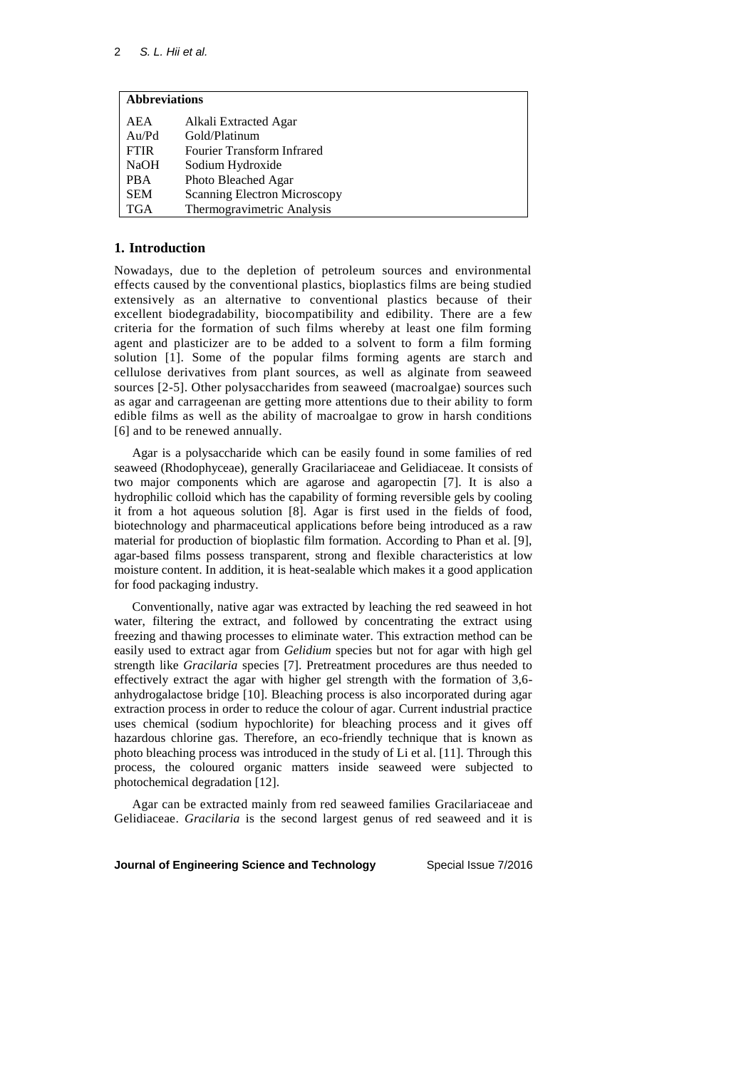| Abbreviations | |
|---|---|
| AEA | Alkali Extracted Agar |
| Au/Pd | Gold/Platinum |
| FTIR | Fourier Transform Infrared |
| NaOH | Sodium Hydroxide |
| PBA | Photo Bleached Agar |
| SEM | Scanning Electron Microscopy |
| TGA | Thermogravimetric Analysis |

## 1. Introduction

Nowadays, due to the depletion of petroleum sources and environmental effects caused by the conventional plastics, bioplastics films are being studied extensively as an alternative to conventional plastics because of their excellent biodegradability, biocompatibility and edibility. There are a few criteria for the formation of such films whereby at least one film forming agent and plasticizer are to be added to a solvent to form a film forming solution [1]. Some of the popular films forming agents are starch and cellulose derivatives from plant sources, as well as alginate from seaweed sources [2-5]. Other polysaccharides from seaweed (macroalgae) sources such as agar and carrageenan are getting more attentions due to their ability to form edible films as well as the ability of macroalgae to grow in harsh conditions [6] and to be renewed annually.

Agar is a polysaccharide which can be easily found in some families of red seaweed (Rhodophyceae), generally Gracilariaceae and Gelidiaceae. It consists of two major components which are agarose and agaropectin [7]. It is also a hydrophilic colloid which has the capability of forming reversible gels by cooling it from a hot aqueous solution [8]. Agar is first used in the fields of food, biotechnology and pharmaceutical applications before being introduced as a raw material for production of bioplastic film formation. According to Phan et al. [9], agar-based films possess transparent, strong and flexible characteristics at low moisture content. In addition, it is heat-sealable which makes it a good application for food packaging industry.

Conventionally, native agar was extracted by leaching the red seaweed in hot water, filtering the extract, and followed by concentrating the extract using freezing and thawing processes to eliminate water. This extraction method can be easily used to extract agar from *Gelidium* species but not for agar with high gel strength like *Gracilaria* species [7]. Pretreatment procedures are thus needed to effectively extract the agar with higher gel strength with the formation of 3,6-anhydrogalactose bridge [10]. Bleaching process is also incorporated during agar extraction process in order to reduce the colour of agar. Current industrial practice uses chemical (sodium hypochlorite) for bleaching process and it gives off hazardous chlorine gas. Therefore, an eco-friendly technique that is known as photo bleaching process was introduced in the study of Li et al. [11]. Through this process, the coloured organic matters inside seaweed were subjected to photochemical degradation [12].

Agar can be extracted mainly from red seaweed families Gracilariaceae and Gelidiaceae. *Gracilaria* is the second largest genus of red seaweed and it is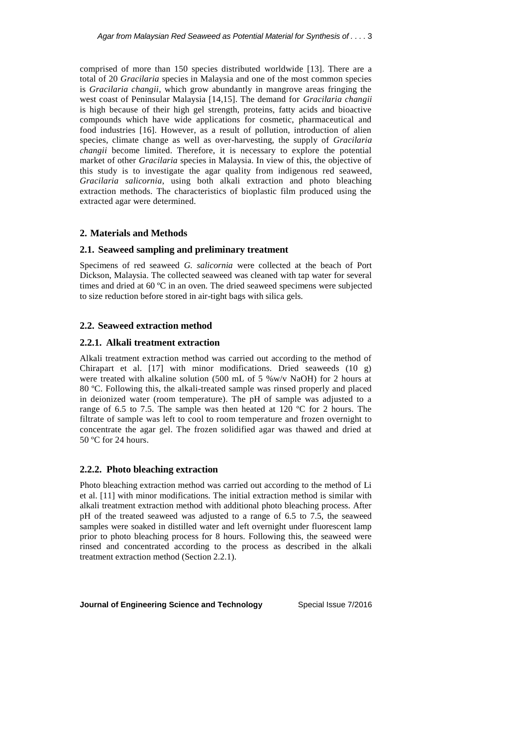comprised of more than 150 species distributed worldwide [13]. There are a total of 20 *Gracilaria* species in Malaysia and one of the most common species is *Gracilaria changii*, which grow abundantly in mangrove areas fringing the west coast of Peninsular Malaysia [14,15]. The demand for *Gracilaria changii* is high because of their high gel strength, proteins, fatty acids and bioactive compounds which have wide applications for cosmetic, pharmaceutical and food industries [16]. However, as a result of pollution, introduction of alien species, climate change as well as over-harvesting, the supply of *Gracilaria changii* become limited. Therefore, it is necessary to explore the potential market of other *Gracilaria* species in Malaysia. In view of this, the objective of this study is to investigate the agar quality from indigenous red seaweed, *Gracilaria salicornia*, using both alkali extraction and photo bleaching extraction methods. The characteristics of bioplastic film produced using the extracted agar were determined.

## 2. Materials and Methods

### 2.1. Seaweed sampling and preliminary treatment

Specimens of red seaweed *G. salicornia* were collected at the beach of Port Dickson, Malaysia. The collected seaweed was cleaned with tap water for several times and dried at 60 ºC in an oven. The dried seaweed specimens were subjected to size reduction before stored in air-tight bags with silica gels.

### 2.2. Seaweed extraction method

#### 2.2.1. Alkali treatment extraction

Alkali treatment extraction method was carried out according to the method of Chirapart et al. [17] with minor modifications. Dried seaweeds (10 g) were treated with alkaline solution (500 mL of 5 %w/v NaOH) for 2 hours at 80 ºC. Following this, the alkali-treated sample was rinsed properly and placed in deionized water (room temperature). The pH of sample was adjusted to a range of 6.5 to 7.5. The sample was then heated at 120 ºC for 2 hours. The filtrate of sample was left to cool to room temperature and frozen overnight to concentrate the agar gel. The frozen solidified agar was thawed and dried at 50 ºC for 24 hours.

#### 2.2.2. Photo bleaching extraction

Photo bleaching extraction method was carried out according to the method of Li et al. [11] with minor modifications. The initial extraction method is similar with alkali treatment extraction method with additional photo bleaching process. After pH of the treated seaweed was adjusted to a range of 6.5 to 7.5, the seaweed samples were soaked in distilled water and left overnight under fluorescent lamp prior to photo bleaching process for 8 hours. Following this, the seaweed were rinsed and concentrated according to the process as described in the alkali treatment extraction method (Section 2.2.1).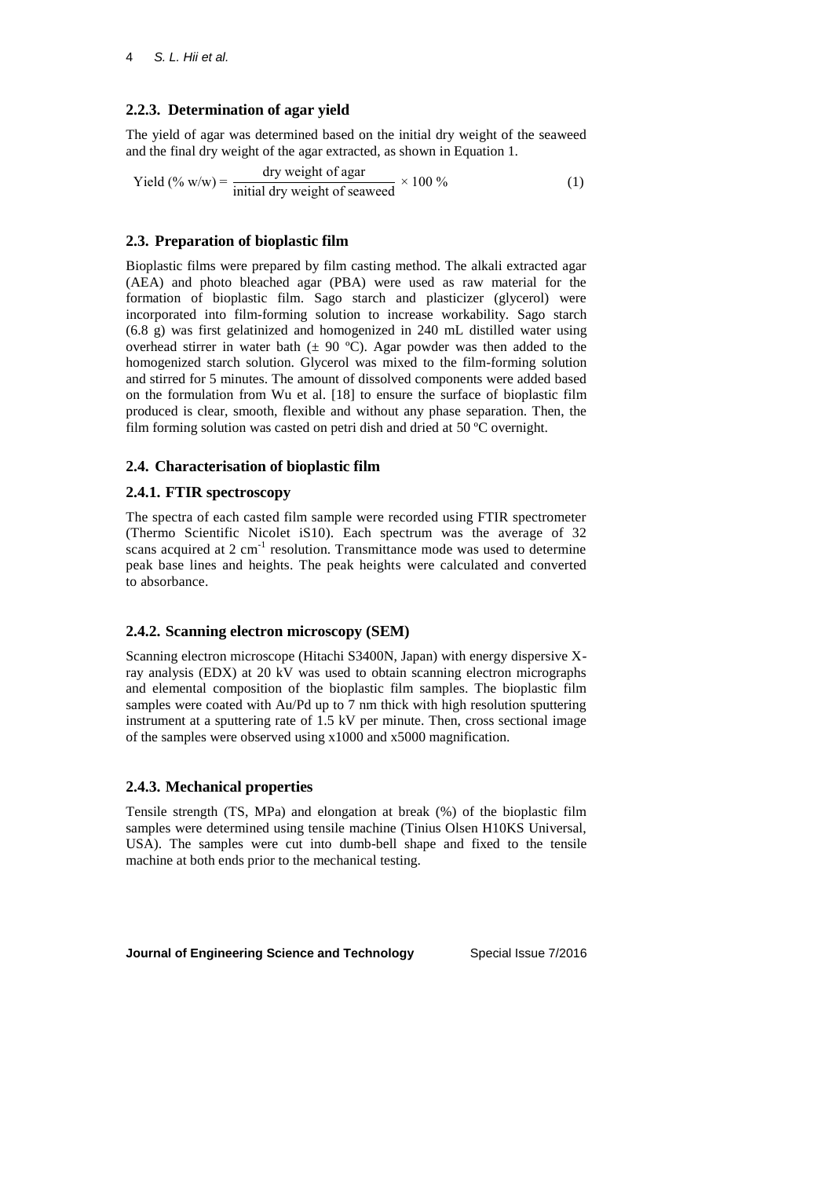### 2.2.3. Determination of agar yield

The yield of agar was determined based on the initial dry weight of the seaweed and the final dry weight of the agar extracted, as shown in Equation 1.

$$\text{Yield (\% w/w)} = \frac{\text{dry weight of agar}}{\text{initial dry weight of seaweed}} \times 100\ \% \tag{1}$$

## 2.3. Preparation of bioplastic film

Bioplastic films were prepared by film casting method. The alkali extracted agar (AEA) and photo bleached agar (PBA) were used as raw material for the formation of bioplastic film. Sago starch and plasticizer (glycerol) were incorporated into film-forming solution to increase workability. Sago starch (6.8 g) was first gelatinized and homogenized in 240 mL distilled water using overhead stirrer in water bath (± 90 ºC). Agar powder was then added to the homogenized starch solution. Glycerol was mixed to the film-forming solution and stirred for 5 minutes. The amount of dissolved components were added based on the formulation from Wu et al. [18] to ensure the surface of bioplastic film produced is clear, smooth, flexible and without any phase separation. Then, the film forming solution was casted on petri dish and dried at 50 ºC overnight.

## 2.4. Characterisation of bioplastic film

### 2.4.1. FTIR spectroscopy

The spectra of each casted film sample were recorded using FTIR spectrometer (Thermo Scientific Nicolet iS10). Each spectrum was the average of 32 scans acquired at 2 $cm^{-1}$ resolution. Transmittance mode was used to determine peak base lines and heights. The peak heights were calculated and converted to absorbance.

### 2.4.2. Scanning electron microscopy (SEM)

Scanning electron microscope (Hitachi S3400N, Japan) with energy dispersive X-ray analysis (EDX) at 20 kV was used to obtain scanning electron micrographs and elemental composition of the bioplastic film samples. The bioplastic film samples were coated with Au/Pd up to 7 nm thick with high resolution sputtering instrument at a sputtering rate of 1.5 kV per minute. Then, cross sectional image of the samples were observed using x1000 and x5000 magnification.

### 2.4.3. Mechanical properties

Tensile strength (TS, MPa) and elongation at break (%) of the bioplastic film samples were determined using tensile machine (Tinius Olsen H10KS Universal, USA). The samples were cut into dumb-bell shape and fixed to the tensile machine at both ends prior to the mechanical testing.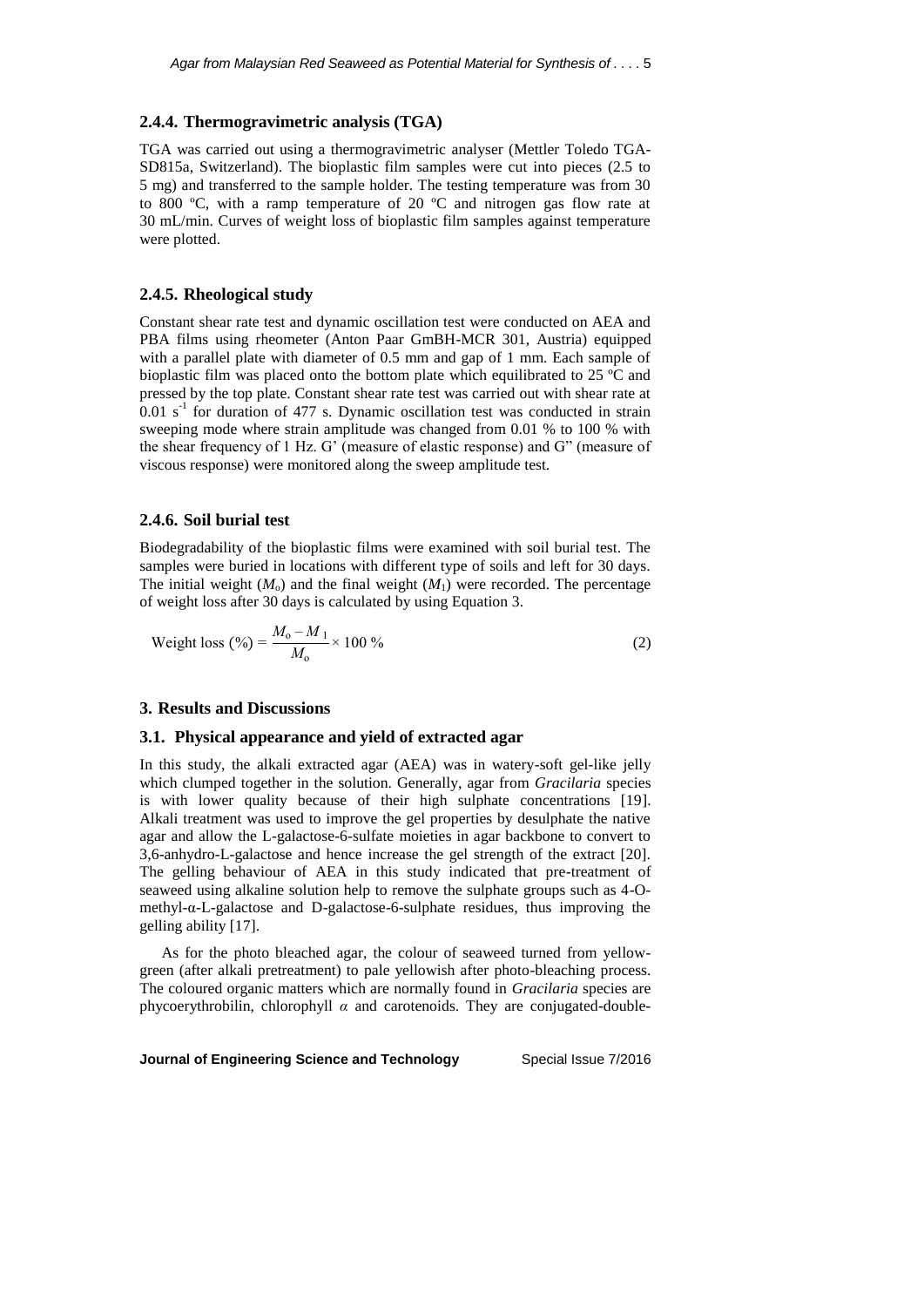### 2.4.4. Thermogravimetric analysis (TGA)

TGA was carried out using a thermogravimetric analyser (Mettler Toledo TGA-SD815a, Switzerland). The bioplastic film samples were cut into pieces (2.5 to 5 mg) and transferred to the sample holder. The testing temperature was from 30 to 800 ºC, with a ramp temperature of 20 ºC and nitrogen gas flow rate at 30 mL/min. Curves of weight loss of bioplastic film samples against temperature were plotted.

### 2.4.5. Rheological study

Constant shear rate test and dynamic oscillation test were conducted on AEA and PBA films using rheometer (Anton Paar GmBH-MCR 301, Austria) equipped with a parallel plate with diameter of 0.5 mm and gap of 1 mm. Each sample of bioplastic film was placed onto the bottom plate which equilibrated to 25 ºC and pressed by the top plate. Constant shear rate test was carried out with shear rate at 0.01 $s^{-1}$ for duration of 477 s. Dynamic oscillation test was conducted in strain sweeping mode where strain amplitude was changed from 0.01 % to 100 % with the shear frequency of 1 Hz. G' (measure of elastic response) and G" (measure of viscous response) were monitored along the sweep amplitude test.

### 2.4.6. Soil burial test

Biodegradability of the bioplastic films were examined with soil burial test. The samples were buried in locations with different type of soils and left for 30 days. The initial weight ($M_o$) and the final weight ($M_1$) were recorded. The percentage of weight loss after 30 days is calculated by using Equation 3.

$$\text{Weight loss (\%)} = \frac{M_o - M_1}{M_o} \times 100\ \% \tag{2}$$

## 3. Results and Discussions

### 3.1. Physical appearance and yield of extracted agar

In this study, the alkali extracted agar (AEA) was in watery-soft gel-like jelly which clumped together in the solution. Generally, agar from *Gracilaria* species is with lower quality because of their high sulphate concentrations [19]. Alkali treatment was used to improve the gel properties by desulphate the native agar and allow the L-galactose-6-sulfate moieties in agar backbone to convert to 3,6-anhydro-L-galactose and hence increase the gel strength of the extract [20]. The gelling behaviour of AEA in this study indicated that pre-treatment of seaweed using alkaline solution help to remove the sulphate groups such as 4-O-methyl-α-L-galactose and D-galactose-6-sulphate residues, thus improving the gelling ability [17].

As for the photo bleached agar, the colour of seaweed turned from yellow-green (after alkali pretreatment) to pale yellowish after photo-bleaching process. The coloured organic matters which are normally found in *Gracilaria* species are phycoerythrobilin, chlorophyll *α* and carotenoids. They are conjugated-double-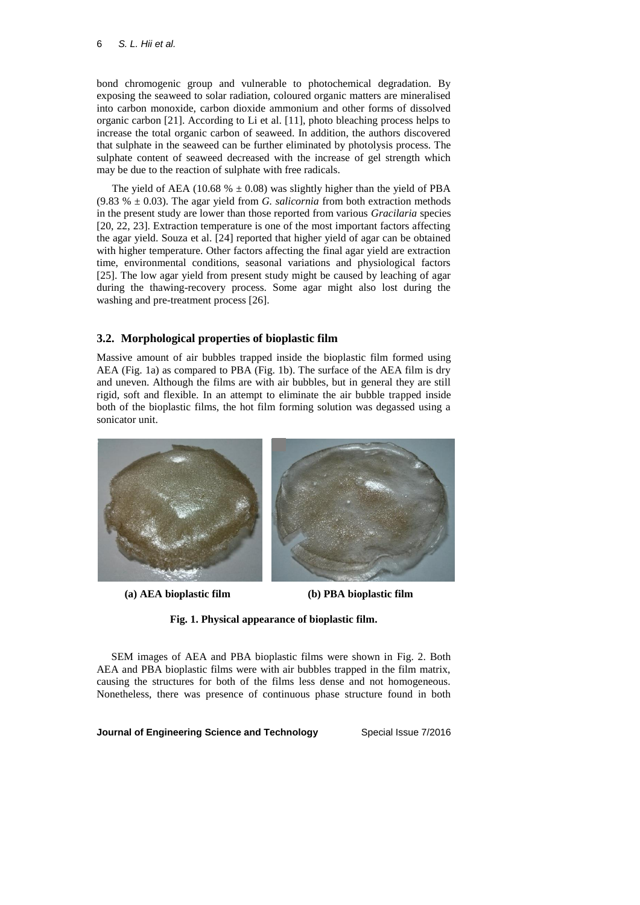bond chromogenic group and vulnerable to photochemical degradation. By exposing the seaweed to solar radiation, coloured organic matters are mineralised into carbon monoxide, carbon dioxide ammonium and other forms of dissolved organic carbon [21]. According to Li et al. [11], photo bleaching process helps to increase the total organic carbon of seaweed. In addition, the authors discovered that sulphate in the seaweed can be further eliminated by photolysis process. The sulphate content of seaweed decreased with the increase of gel strength which may be due to the reaction of sulphate with free radicals.

The yield of AEA (10.68 % ± 0.08) was slightly higher than the yield of PBA (9.83 % ± 0.03). The agar yield from *G. salicornia* from both extraction methods in the present study are lower than those reported from various *Gracilaria* species [20, 22, 23]. Extraction temperature is one of the most important factors affecting the agar yield. Souza et al. [24] reported that higher yield of agar can be obtained with higher temperature. Other factors affecting the final agar yield are extraction time, environmental conditions, seasonal variations and physiological factors [25]. The low agar yield from present study might be caused by leaching of agar during the thawing-recovery process. Some agar might also lost during the washing and pre-treatment process [26].

### 3.2. Morphological properties of bioplastic film

Massive amount of air bubbles trapped inside the bioplastic film formed using AEA (Fig. 1a) as compared to PBA (Fig. 1b). The surface of the AEA film is dry and uneven. Although the films are with air bubbles, but in general they are still rigid, soft and flexible. In an attempt to eliminate the air bubble trapped inside both of the bioplastic films, the hot film forming solution was degassed using a sonicator unit.

**(a) AEA bioplastic film** **(b) PBA bioplastic film**

**Fig. 1. Physical appearance of bioplastic film.**

SEM images of AEA and PBA bioplastic films were shown in Fig. 2. Both AEA and PBA bioplastic films were with air bubbles trapped in the film matrix, causing the structures for both of the films less dense and not homogeneous. Nonetheless, there was presence of continuous phase structure found in both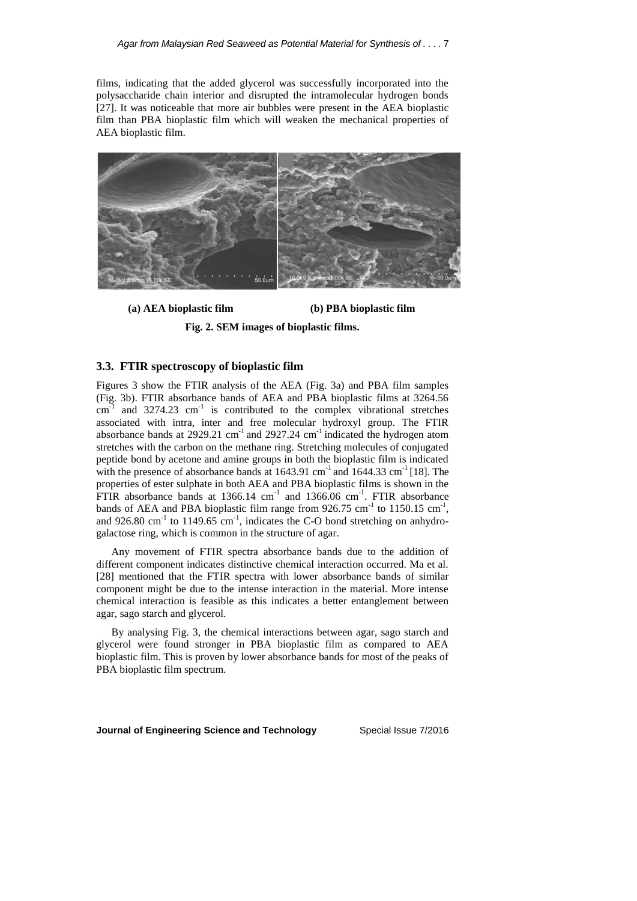films, indicating that the added glycerol was successfully incorporated into the polysaccharide chain interior and disrupted the intramolecular hydrogen bonds [27]. It was noticeable that more air bubbles were present in the AEA bioplastic film than PBA bioplastic film which will weaken the mechanical properties of AEA bioplastic film.

**(a) AEA bioplastic film** **(b) PBA bioplastic film**

**Fig. 2. SEM images of bioplastic films.**

### 3.3. FTIR spectroscopy of bioplastic film

Figures 3 show the FTIR analysis of the AEA (Fig. 3a) and PBA film samples (Fig. 3b). FTIR absorbance bands of AEA and PBA bioplastic films at 3264.56 $cm^{-1}$ and 3274.23 $cm^{-1}$ is contributed to the complex vibrational stretches associated with intra, inter and free molecular hydroxyl group. The FTIR absorbance bands at 2929.21 $cm^{-1}$ and 2927.24 $cm^{-1}$ indicated the hydrogen atom stretches with the carbon on the methane ring. Stretching molecules of conjugated peptide bond by acetone and amine groups in both the bioplastic film is indicated with the presence of absorbance bands at 1643.91 $cm^{-1}$ and 1644.33 $cm^{-1}$ [18]. The properties of ester sulphate in both AEA and PBA bioplastic films is shown in the FTIR absorbance bands at 1366.14 $cm^{-1}$ and 1366.06 $cm^{-1}$. FTIR absorbance bands of AEA and PBA bioplastic film range from 926.75 $cm^{-1}$ to 1150.15 $cm^{-1}$, and 926.80 $cm^{-1}$ to 1149.65 $cm^{-1}$, indicates the C-O bond stretching on anhydro-galactose ring, which is common in the structure of agar.

Any movement of FTIR spectra absorbance bands due to the addition of different component indicates distinctive chemical interaction occurred. Ma et al. [28] mentioned that the FTIR spectra with lower absorbance bands of similar component might be due to the intense interaction in the material. More intense chemical interaction is feasible as this indicates a better entanglement between agar, sago starch and glycerol.

By analysing Fig. 3, the chemical interactions between agar, sago starch and glycerol were found stronger in PBA bioplastic film as compared to AEA bioplastic film. This is proven by lower absorbance bands for most of the peaks of PBA bioplastic film spectrum.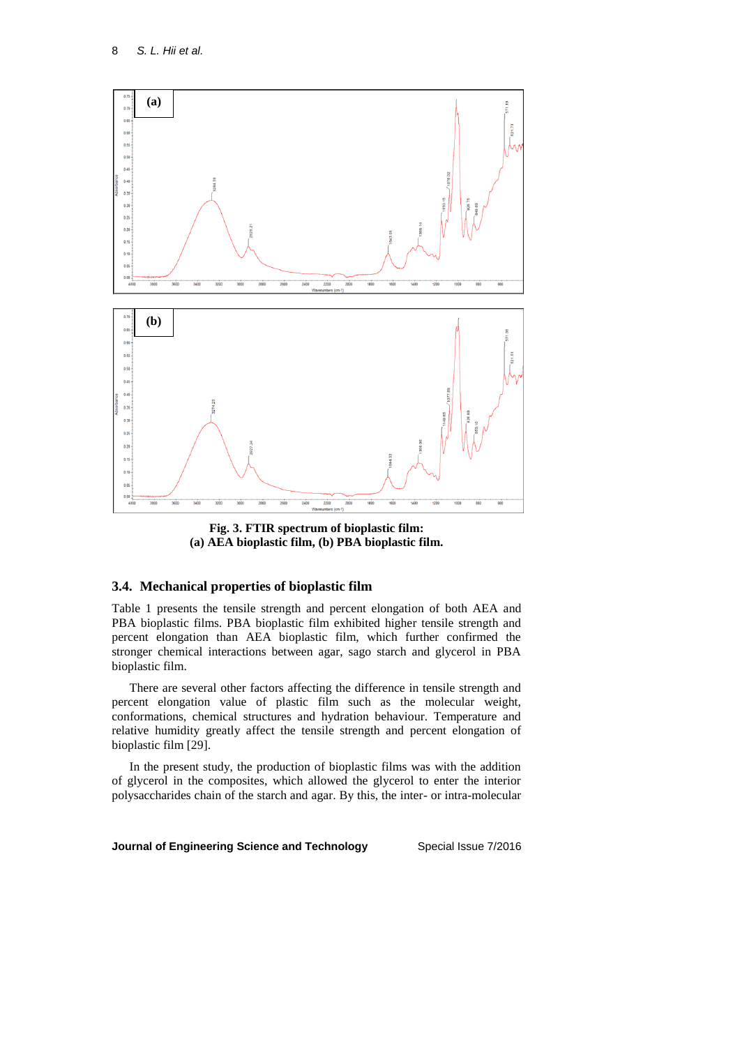**Fig. 3. FTIR spectrum of bioplastic film:**
**(a) AEA bioplastic film, (b) PBA bioplastic film.**

## 3.4. Mechanical properties of bioplastic film

Table 1 presents the tensile strength and percent elongation of both AEA and PBA bioplastic films. PBA bioplastic film exhibited higher tensile strength and percent elongation than AEA bioplastic film, which further confirmed the stronger chemical interactions between agar, sago starch and glycerol in PBA bioplastic film.

There are several other factors affecting the difference in tensile strength and percent elongation value of plastic film such as the molecular weight, conformations, chemical structures and hydration behaviour. Temperature and relative humidity greatly affect the tensile strength and percent elongation of bioplastic film [29].

In the present study, the production of bioplastic films was with the addition of glycerol in the composites, which allowed the glycerol to enter the interior polysaccharides chain of the starch and agar. By this, the inter- or intra-molecular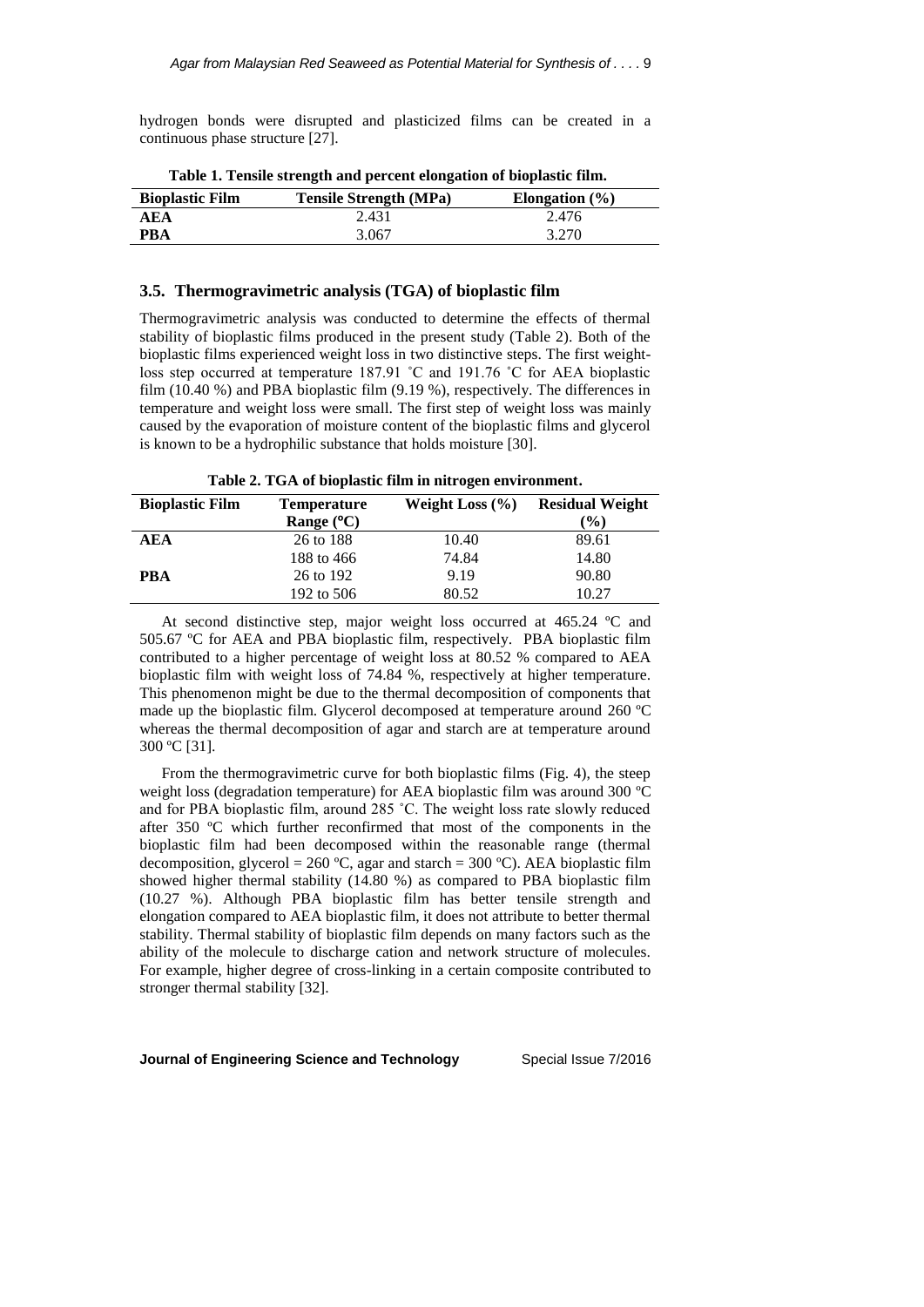hydrogen bonds were disrupted and plasticized films can be created in a continuous phase structure [27].

**Table 1. Tensile strength and percent elongation of bioplastic film.**

| Bioplastic Film | Tensile Strength (MPa) | Elongation (%) |
|---|---|---|
| **AEA** | 2.431 | 2.476 |
| **PBA** | 3.067 | 3.270 |

### 3.5. Thermogravimetric analysis (TGA) of bioplastic film

Thermogravimetric analysis was conducted to determine the effects of thermal stability of bioplastic films produced in the present study (Table 2). Both of the bioplastic films experienced weight loss in two distinctive steps. The first weight-loss step occurred at temperature 187.91 ˚C and 191.76 ˚C for AEA bioplastic film (10.40 %) and PBA bioplastic film (9.19 %), respectively. The differences in temperature and weight loss were small. The first step of weight loss was mainly caused by the evaporation of moisture content of the bioplastic films and glycerol is known to be a hydrophilic substance that holds moisture [30].

**Table 2. TGA of bioplastic film in nitrogen environment.**

| Bioplastic Film | Temperature Range (ºC) | Weight Loss (%) | Residual Weight (%) |
|---|---|---|---|
| **AEA** | 26 to 188 | 10.40 | 89.61 |
| | 188 to 466 | 74.84 | 14.80 |
| **PBA** | 26 to 192 | 9.19 | 90.80 |
| | 192 to 506 | 80.52 | 10.27 |

At second distinctive step, major weight loss occurred at 465.24 ºC and 505.67 ºC for AEA and PBA bioplastic film, respectively. PBA bioplastic film contributed to a higher percentage of weight loss at 80.52 % compared to AEA bioplastic film with weight loss of 74.84 %, respectively at higher temperature. This phenomenon might be due to the thermal decomposition of components that made up the bioplastic film. Glycerol decomposed at temperature around 260 ºC whereas the thermal decomposition of agar and starch are at temperature around 300 ºC [31].

From the thermogravimetric curve for both bioplastic films (Fig. 4), the steep weight loss (degradation temperature) for AEA bioplastic film was around 300 ºC and for PBA bioplastic film, around 285 ˚C. The weight loss rate slowly reduced after 350 ºC which further reconfirmed that most of the components in the bioplastic film had been decomposed within the reasonable range (thermal decomposition, glycerol = 260 ºC, agar and starch = 300 ºC). AEA bioplastic film showed higher thermal stability (14.80 %) as compared to PBA bioplastic film (10.27 %). Although PBA bioplastic film has better tensile strength and elongation compared to AEA bioplastic film, it does not attribute to better thermal stability. Thermal stability of bioplastic film depends on many factors such as the ability of the molecule to discharge cation and network structure of molecules. For example, higher degree of cross-linking in a certain composite contributed to stronger thermal stability [32].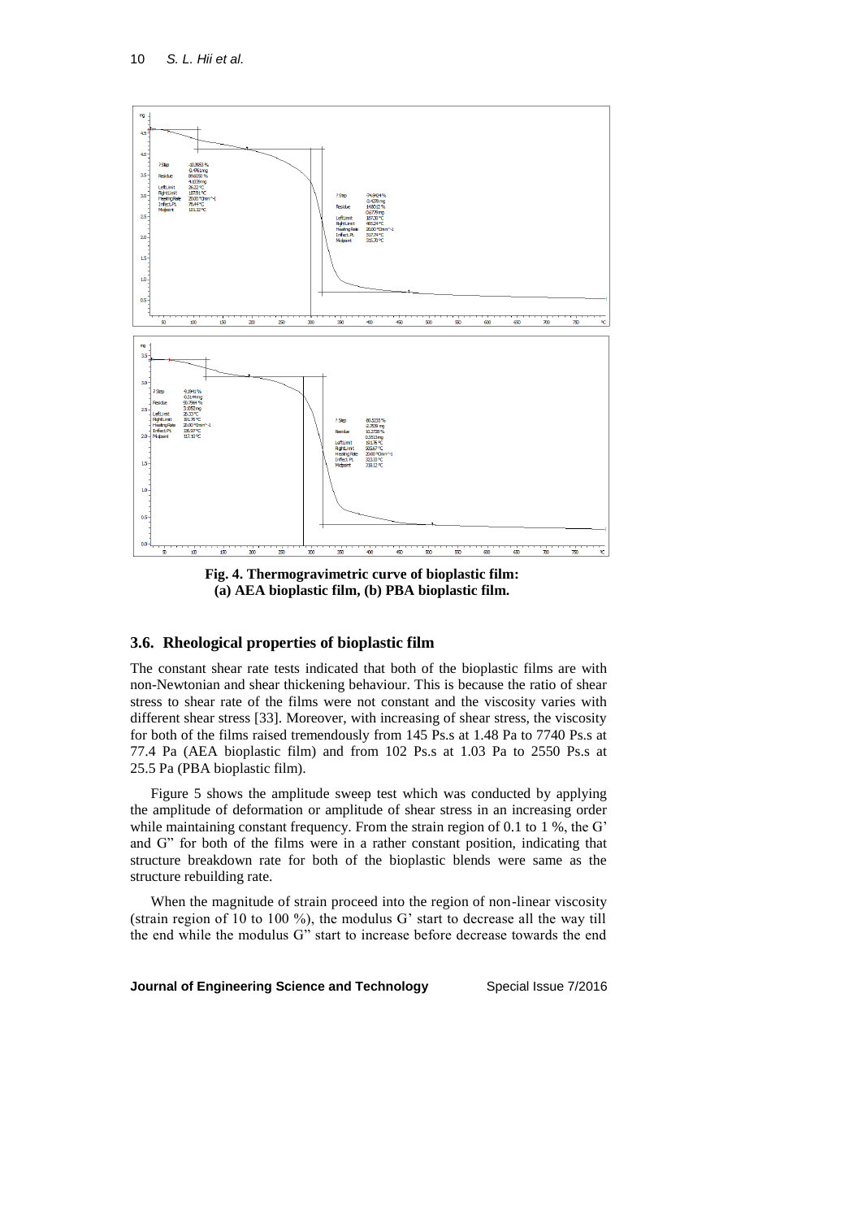**Fig. 4. Thermogravimetric curve of bioplastic film: (a) AEA bioplastic film, (b) PBA bioplastic film.**

### 3.6. Rheological properties of bioplastic film

The constant shear rate tests indicated that both of the bioplastic films are with non-Newtonian and shear thickening behaviour. This is because the ratio of shear stress to shear rate of the films were not constant and the viscosity varies with different shear stress [33]. Moreover, with increasing of shear stress, the viscosity for both of the films raised tremendously from 145 Ps.s at 1.48 Pa to 7740 Ps.s at 77.4 Pa (AEA bioplastic film) and from 102 Ps.s at 1.03 Pa to 2550 Ps.s at 25.5 Pa (PBA bioplastic film).

Figure 5 shows the amplitude sweep test which was conducted by applying the amplitude of deformation or amplitude of shear stress in an increasing order while maintaining constant frequency. From the strain region of 0.1 to 1 %, the G' and G" for both of the films were in a rather constant position, indicating that structure breakdown rate for both of the bioplastic blends were same as the structure rebuilding rate.

When the magnitude of strain proceed into the region of non-linear viscosity (strain region of 10 to 100 %), the modulus G' start to decrease all the way till the end while the modulus G" start to increase before decrease towards the end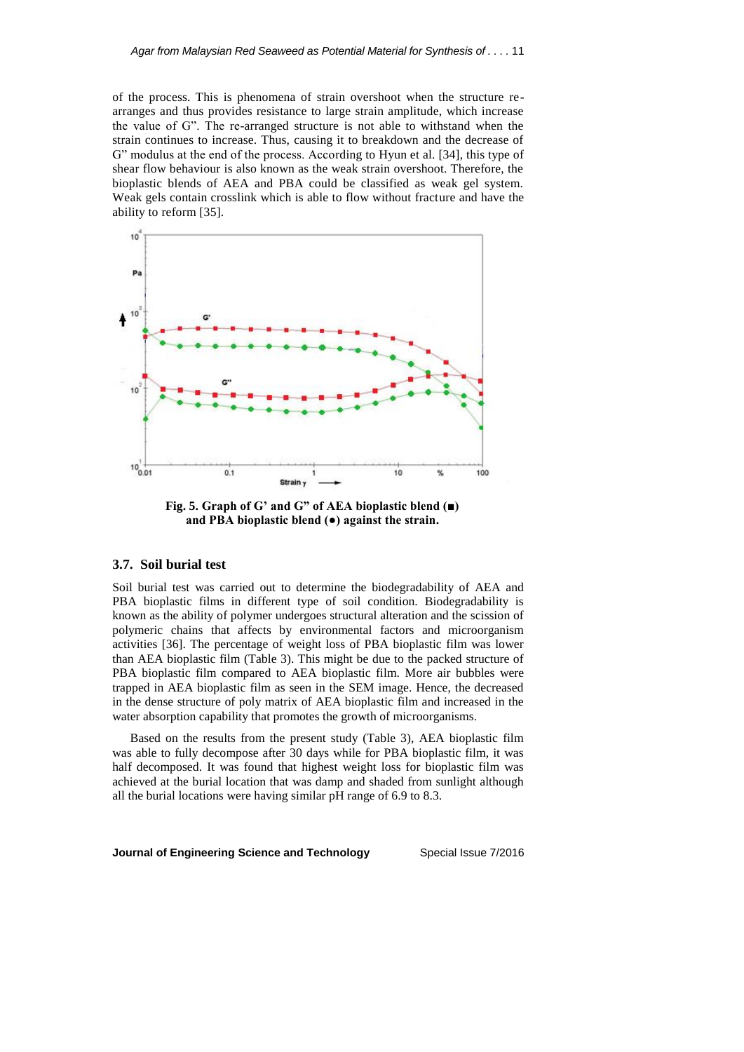of the process. This is phenomena of strain overshoot when the structure re-arranges and thus provides resistance to large strain amplitude, which increase the value of G". The re-arranged structure is not able to withstand when the strain continues to increase. Thus, causing it to breakdown and the decrease of G" modulus at the end of the process. According to Hyun et al. [34], this type of shear flow behaviour is also known as the weak strain overshoot. Therefore, the bioplastic blends of AEA and PBA could be classified as weak gel system. Weak gels contain crosslink which is able to flow without fracture and have the ability to reform [35].

**Fig. 5. Graph of G' and G" of AEA bioplastic blend (■) and PBA bioplastic blend (●) against the strain.**

### 3.7. Soil burial test

Soil burial test was carried out to determine the biodegradability of AEA and PBA bioplastic films in different type of soil condition. Biodegradability is known as the ability of polymer undergoes structural alteration and the scission of polymeric chains that affects by environmental factors and microorganism activities [36]. The percentage of weight loss of PBA bioplastic film was lower than AEA bioplastic film (Table 3). This might be due to the packed structure of PBA bioplastic film compared to AEA bioplastic film. More air bubbles were trapped in AEA bioplastic film as seen in the SEM image. Hence, the decreased in the dense structure of poly matrix of AEA bioplastic film and increased in the water absorption capability that promotes the growth of microorganisms.

Based on the results from the present study (Table 3), AEA bioplastic film was able to fully decompose after 30 days while for PBA bioplastic film, it was half decomposed. It was found that highest weight loss for bioplastic film was achieved at the burial location that was damp and shaded from sunlight although all the burial locations were having similar pH range of 6.9 to 8.3.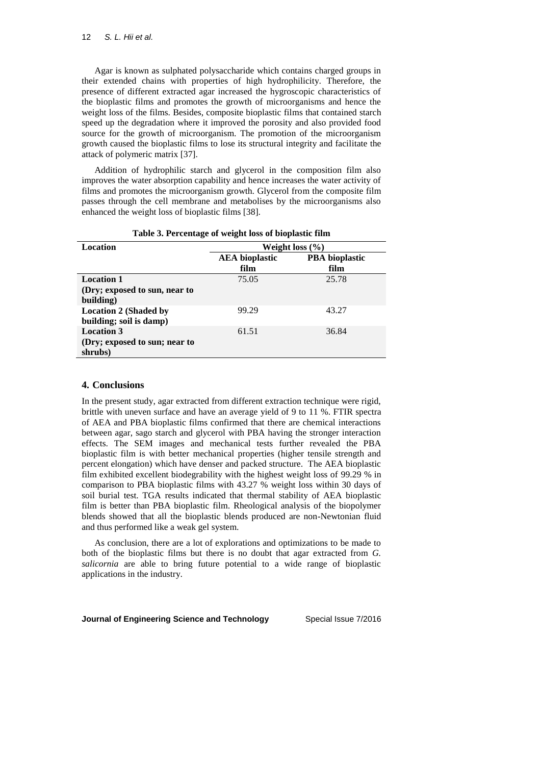Agar is known as sulphated polysaccharide which contains charged groups in their extended chains with properties of high hydrophilicity. Therefore, the presence of different extracted agar increased the hygroscopic characteristics of the bioplastic films and promotes the growth of microorganisms and hence the weight loss of the films. Besides, composite bioplastic films that contained starch speed up the degradation where it improved the porosity and also provided food source for the growth of microorganism. The promotion of the microorganism growth caused the bioplastic films to lose its structural integrity and facilitate the attack of polymeric matrix [37].

Addition of hydrophilic starch and glycerol in the composition film also improves the water absorption capability and hence increases the water activity of films and promotes the microorganism growth. Glycerol from the composite film passes through the cell membrane and metabolises by the microorganisms also enhanced the weight loss of bioplastic films [38].

**Table 3. Percentage of weight loss of bioplastic film**

| Location | Weight loss (%) | |
|---|---|---|
| | **AEA bioplastic film** | **PBA bioplastic film** |
| **Location 1 (Dry; exposed to sun, near to building)** | 75.05 | 25.78 |
| **Location 2 (Shaded by building; soil is damp)** | 99.29 | 43.27 |
| **Location 3 (Dry; exposed to sun; near to shrubs)** | 61.51 | 36.84 |

## 4. Conclusions

In the present study, agar extracted from different extraction technique were rigid, brittle with uneven surface and have an average yield of 9 to 11 %. FTIR spectra of AEA and PBA bioplastic films confirmed that there are chemical interactions between agar, sago starch and glycerol with PBA having the stronger interaction effects. The SEM images and mechanical tests further revealed the PBA bioplastic film is with better mechanical properties (higher tensile strength and percent elongation) which have denser and packed structure. The AEA bioplastic film exhibited excellent biodegrability with the highest weight loss of 99.29 % in comparison to PBA bioplastic films with 43.27 % weight loss within 30 days of soil burial test. TGA results indicated that thermal stability of AEA bioplastic film is better than PBA bioplastic film. Rheological analysis of the biopolymer blends showed that all the bioplastic blends produced are non-Newtonian fluid and thus performed like a weak gel system.

As conclusion, there are a lot of explorations and optimizations to be made to both of the bioplastic films but there is no doubt that agar extracted from *G. salicornia* are able to bring future potential to a wide range of bioplastic applications in the industry.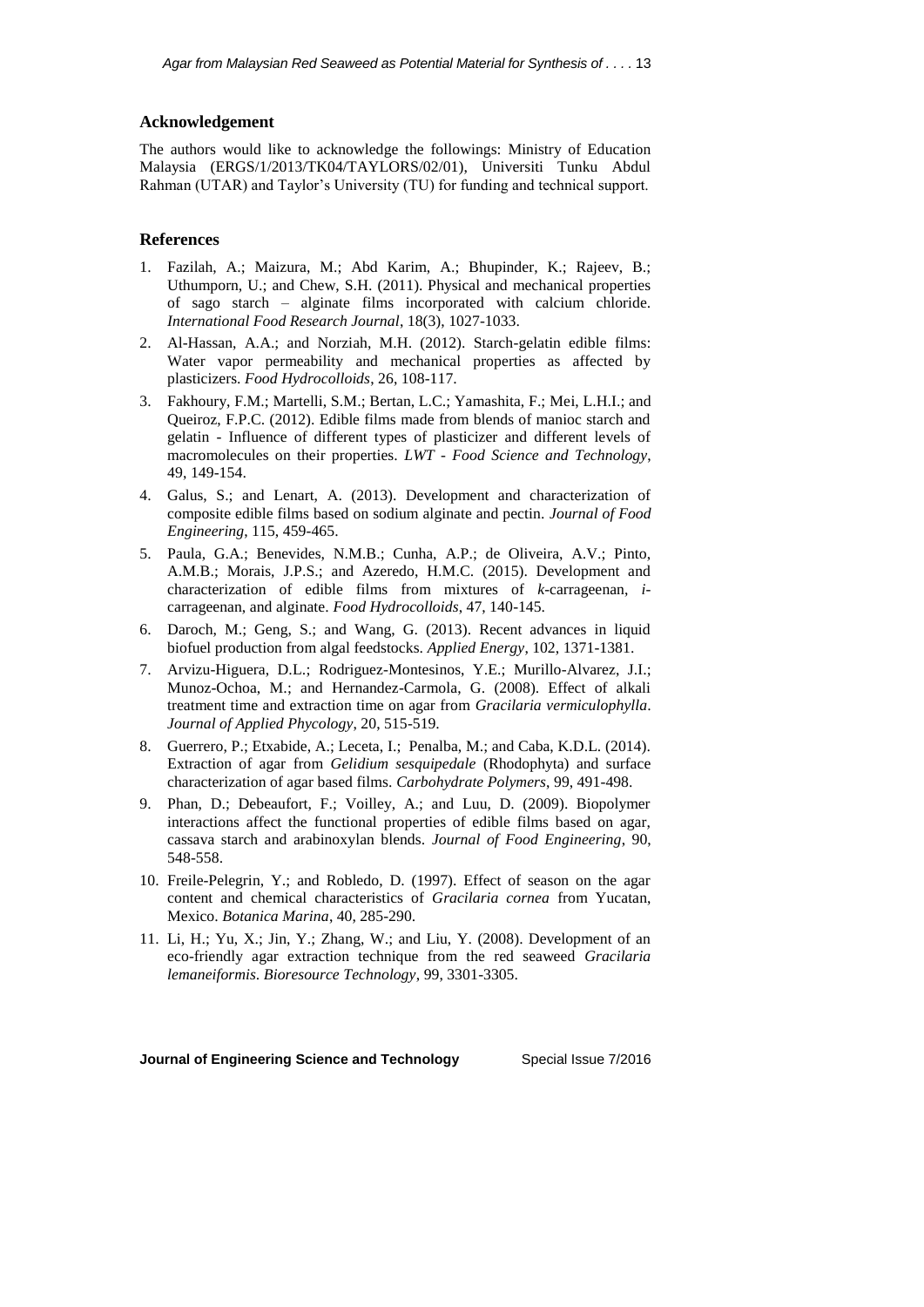## Acknowledgement

The authors would like to acknowledge the followings: Ministry of Education Malaysia (ERGS/1/2013/TK04/TAYLORS/02/01), Universiti Tunku Abdul Rahman (UTAR) and Taylor's University (TU) for funding and technical support.

## References

1. Fazilah, A.; Maizura, M.; Abd Karim, A.; Bhupinder, K.; Rajeev, B.; Uthumporn, U.; and Chew, S.H. (2011). Physical and mechanical properties of sago starch – alginate films incorporated with calcium chloride. *International Food Research Journal*, 18(3), 1027-1033.
2. Al-Hassan, A.A.; and Norziah, M.H. (2012). Starch-gelatin edible films: Water vapor permeability and mechanical properties as affected by plasticizers. *Food Hydrocolloids*, 26, 108-117.
3. Fakhoury, F.M.; Martelli, S.M.; Bertan, L.C.; Yamashita, F.; Mei, L.H.I.; and Queiroz, F.P.C. (2012). Edible films made from blends of manioc starch and gelatin - Influence of different types of plasticizer and different levels of macromolecules on their properties. *LWT - Food Science and Technology*, 49, 149-154.
4. Galus, S.; and Lenart, A. (2013). Development and characterization of composite edible films based on sodium alginate and pectin. *Journal of Food Engineering*, 115, 459-465.
5. Paula, G.A.; Benevides, N.M.B.; Cunha, A.P.; de Oliveira, A.V.; Pinto, A.M.B.; Morais, J.P.S.; and Azeredo, H.M.C. (2015). Development and characterization of edible films from mixtures of *k*-carrageenan, *i*-carrageenan, and alginate. *Food Hydrocolloids*, 47, 140-145.
6. Daroch, M.; Geng, S.; and Wang, G. (2013). Recent advances in liquid biofuel production from algal feedstocks. *Applied Energy*, 102, 1371-1381.
7. Arvizu-Higuera, D.L.; Rodriguez-Montesinos, Y.E.; Murillo-Alvarez, J.I.; Munoz-Ochoa, M.; and Hernandez-Carmola, G. (2008). Effect of alkali treatment time and extraction time on agar from *Gracilaria vermiculophylla*. *Journal of Applied Phycology*, 20, 515-519.
8. Guerrero, P.; Etxabide, A.; Leceta, I.; Penalba, M.; and Caba, K.D.L. (2014). Extraction of agar from *Gelidium sesquipedale* (Rhodophyta) and surface characterization of agar based films. *Carbohydrate Polymers*, 99, 491-498.
9. Phan, D.; Debeaufort, F.; Voilley, A.; and Luu, D. (2009). Biopolymer interactions affect the functional properties of edible films based on agar, cassava starch and arabinoxylan blends. *Journal of Food Engineering*, 90, 548-558.
10. Freile-Pelegrin, Y.; and Robledo, D. (1997). Effect of season on the agar content and chemical characteristics of *Gracilaria cornea* from Yucatan, Mexico. *Botanica Marina*, 40, 285-290.
11. Li, H.; Yu, X.; Jin, Y.; Zhang, W.; and Liu, Y. (2008). Development of an eco-friendly agar extraction technique from the red seaweed *Gracilaria lemaneiformis*. *Bioresource Technology*, 99, 3301-3305.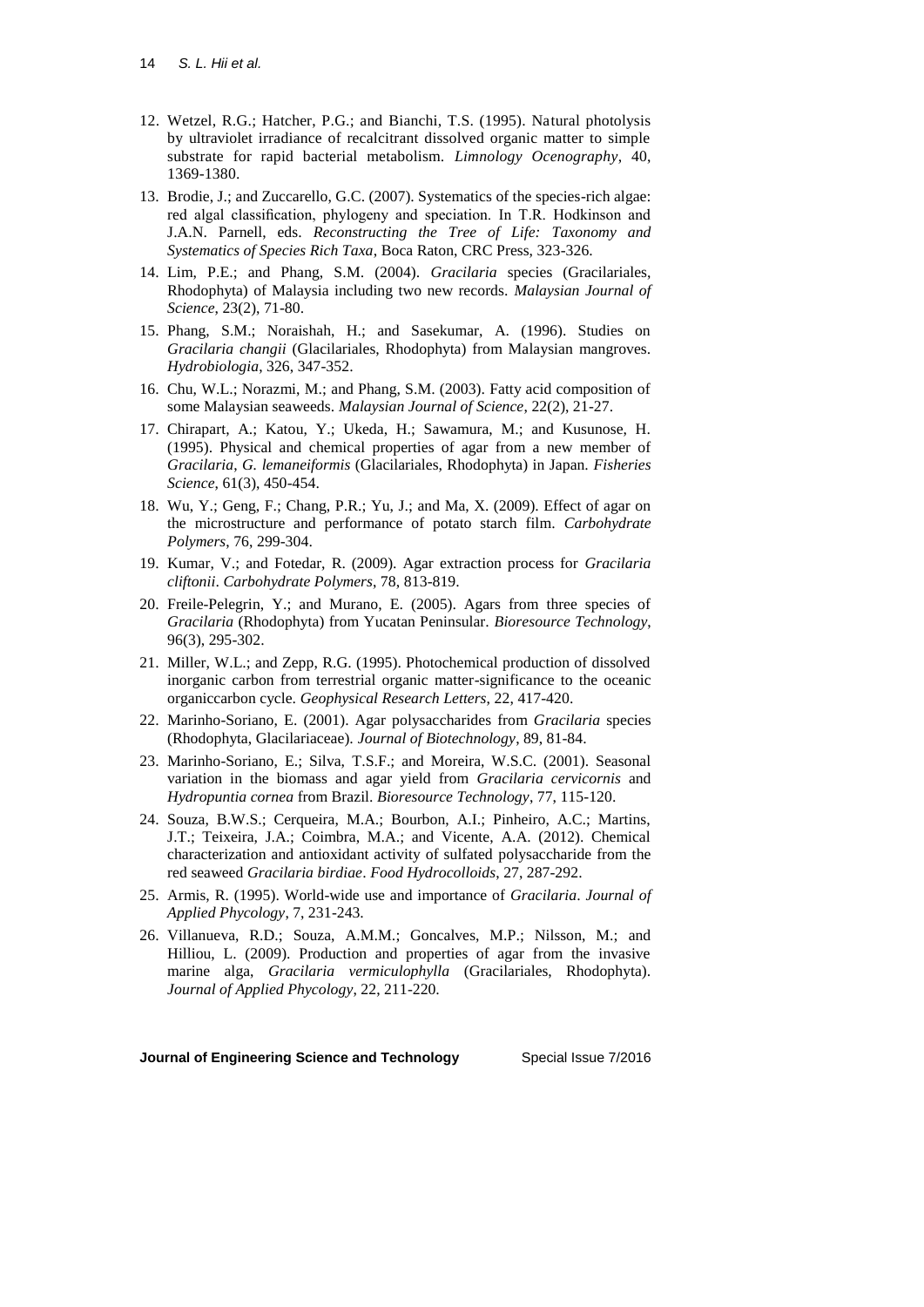12. Wetzel, R.G.; Hatcher, P.G.; and Bianchi, T.S. (1995). Natural photolysis by ultraviolet irradiance of recalcitrant dissolved organic matter to simple substrate for rapid bacterial metabolism. *Limnology Ocenography*, 40, 1369-1380.
13. Brodie, J.; and Zuccarello, G.C. (2007). Systematics of the species-rich algae: red algal classification, phylogeny and speciation. In T.R. Hodkinson and J.A.N. Parnell, eds. *Reconstructing the Tree of Life: Taxonomy and Systematics of Species Rich Taxa*, Boca Raton, CRC Press, 323-326.
14. Lim, P.E.; and Phang, S.M. (2004). *Gracilaria* species (Gracilariales, Rhodophyta) of Malaysia including two new records. *Malaysian Journal of Science*, 23(2), 71-80.
15. Phang, S.M.; Noraishah, H.; and Sasekumar, A. (1996). Studies on *Gracilaria changii* (Glacilariales, Rhodophyta) from Malaysian mangroves. *Hydrobiologia*, 326, 347-352.
16. Chu, W.L.; Norazmi, M.; and Phang, S.M. (2003). Fatty acid composition of some Malaysian seaweeds. *Malaysian Journal of Science*, 22(2), 21-27.
17. Chirapart, A.; Katou, Y.; Ukeda, H.; Sawamura, M.; and Kusunose, H. (1995). Physical and chemical properties of agar from a new member of *Gracilaria*, *G. lemaneiformis* (Glacilariales, Rhodophyta) in Japan. *Fisheries Science*, 61(3), 450-454.
18. Wu, Y.; Geng, F.; Chang, P.R.; Yu, J.; and Ma, X. (2009). Effect of agar on the microstructure and performance of potato starch film. *Carbohydrate Polymers*, 76, 299-304.
19. Kumar, V.; and Fotedar, R. (2009). Agar extraction process for *Gracilaria cliftonii*. *Carbohydrate Polymers*, 78, 813-819.
20. Freile-Pelegrin, Y.; and Murano, E. (2005). Agars from three species of *Gracilaria* (Rhodophyta) from Yucatan Peninsular. *Bioresource Technology*, 96(3), 295-302.
21. Miller, W.L.; and Zepp, R.G. (1995). Photochemical production of dissolved inorganic carbon from terrestrial organic matter-significance to the oceanic organiccarbon cycle. *Geophysical Research Letters*, 22, 417-420.
22. Marinho-Soriano, E. (2001). Agar polysaccharides from *Gracilaria* species (Rhodophyta, Glacilariaceae). *Journal of Biotechnology*, 89, 81-84.
23. Marinho-Soriano, E.; Silva, T.S.F.; and Moreira, W.S.C. (2001). Seasonal variation in the biomass and agar yield from *Gracilaria cervicornis* and *Hydropuntia cornea* from Brazil. *Bioresource Technology*, 77, 115-120.
24. Souza, B.W.S.; Cerqueira, M.A.; Bourbon, A.I.; Pinheiro, A.C.; Martins, J.T.; Teixeira, J.A.; Coimbra, M.A.; and Vicente, A.A. (2012). Chemical characterization and antioxidant activity of sulfated polysaccharide from the red seaweed *Gracilaria birdiae*. *Food Hydrocolloids*, 27, 287-292.
25. Armis, R. (1995). World-wide use and importance of *Gracilaria*. *Journal of Applied Phycology*, 7, 231-243.
26. Villanueva, R.D.; Souza, A.M.M.; Goncalves, M.P.; Nilsson, M.; and Hilliou, L. (2009). Production and properties of agar from the invasive marine alga, *Gracilaria vermiculophylla* (Gracilariales, Rhodophyta). *Journal of Applied Phycology*, 22, 211-220.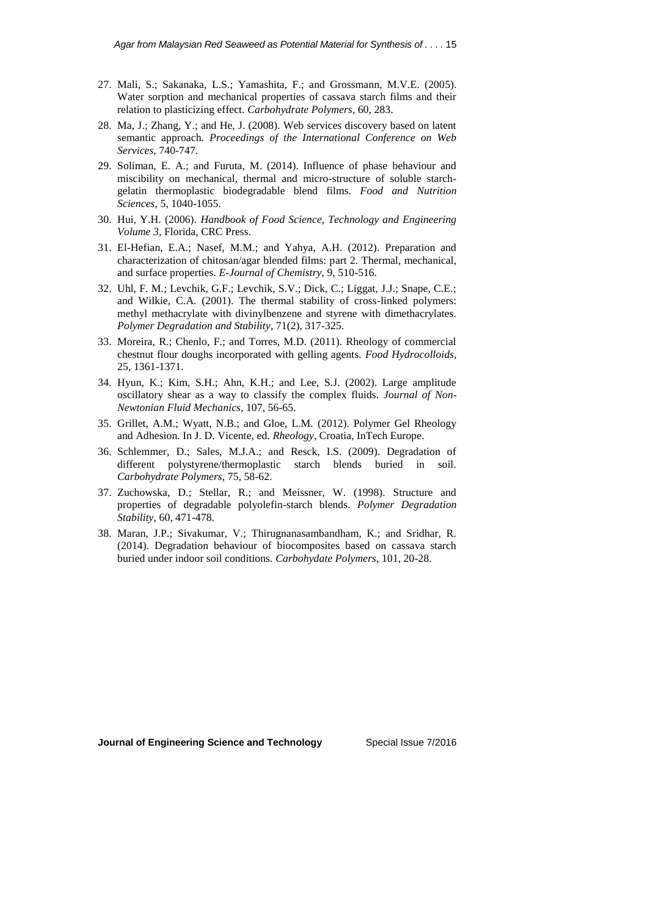27. Mali, S.; Sakanaka, L.S.; Yamashita, F.; and Grossmann, M.V.E. (2005). Water sorption and mechanical properties of cassava starch films and their relation to plasticizing effect. *Carbohydrate Polymers*, 60, 283.
28. Ma, J.; Zhang, Y.; and He, J. (2008). Web services discovery based on latent semantic approach. *Proceedings of the International Conference on Web Services*, 740-747.
29. Soliman, E. A.; and Furuta, M. (2014). Influence of phase behaviour and miscibility on mechanical, thermal and micro-structure of soluble starch-gelatin thermoplastic biodegradable blend films. *Food and Nutrition Sciences*, 5, 1040-1055.
30. Hui, Y.H. (2006). *Handbook of Food Science, Technology and Engineering Volume 3*, Florida, CRC Press.
31. El-Hefian, E.A.; Nasef, M.M.; and Yahya, A.H. (2012). Preparation and characterization of chitosan/agar blended films: part 2. Thermal, mechanical, and surface properties. *E-Journal of Chemistry*, 9, 510-516.
32. Uhl, F. M.; Levchik, G.F.; Levchik, S.V.; Dick, C.; Liggat, J.J.; Snape, C.E.; and Wilkie, C.A. (2001). The thermal stability of cross-linked polymers: methyl methacrylate with divinylbenzene and styrene with dimethacrylates. *Polymer Degradation and Stability*, 71(2), 317-325.
33. Moreira, R.; Chenlo, F.; and Torres, M.D. (2011). Rheology of commercial chestnut flour doughs incorporated with gelling agents. *Food Hydrocolloids*, 25, 1361-1371.
34. Hyun, K.; Kim, S.H.; Ahn, K.H.; and Lee, S.J. (2002). Large amplitude oscillatory shear as a way to classify the complex fluids. *Journal of Non-Newtonian Fluid Mechanics*, 107, 56-65.
35. Grillet, A.M.; Wyatt, N.B.; and Gloe, L.M. (2012). Polymer Gel Rheology and Adhesion. In J. D. Vicente, ed. *Rheology*, Croatia, InTech Europe.
36. Schlemmer, D.; Sales, M.J.A.; and Resck, I.S. (2009). Degradation of different polystyrene/thermoplastic starch blends buried in soil. *Carbohydrate Polymers*, 75, 58-62.
37. Zuchowska, D.; Stellar, R.; and Meissner, W. (1998). Structure and properties of degradable polyolefin-starch blends. *Polymer Degradation Stability*, 60, 471-478.
38. Maran, J.P.; Sivakumar, V.; Thirugnanasambandham, K.; and Sridhar, R. (2014). Degradation behaviour of biocomposites based on cassava starch buried under indoor soil conditions. *Carbohydate Polymers*, 101, 20-28.